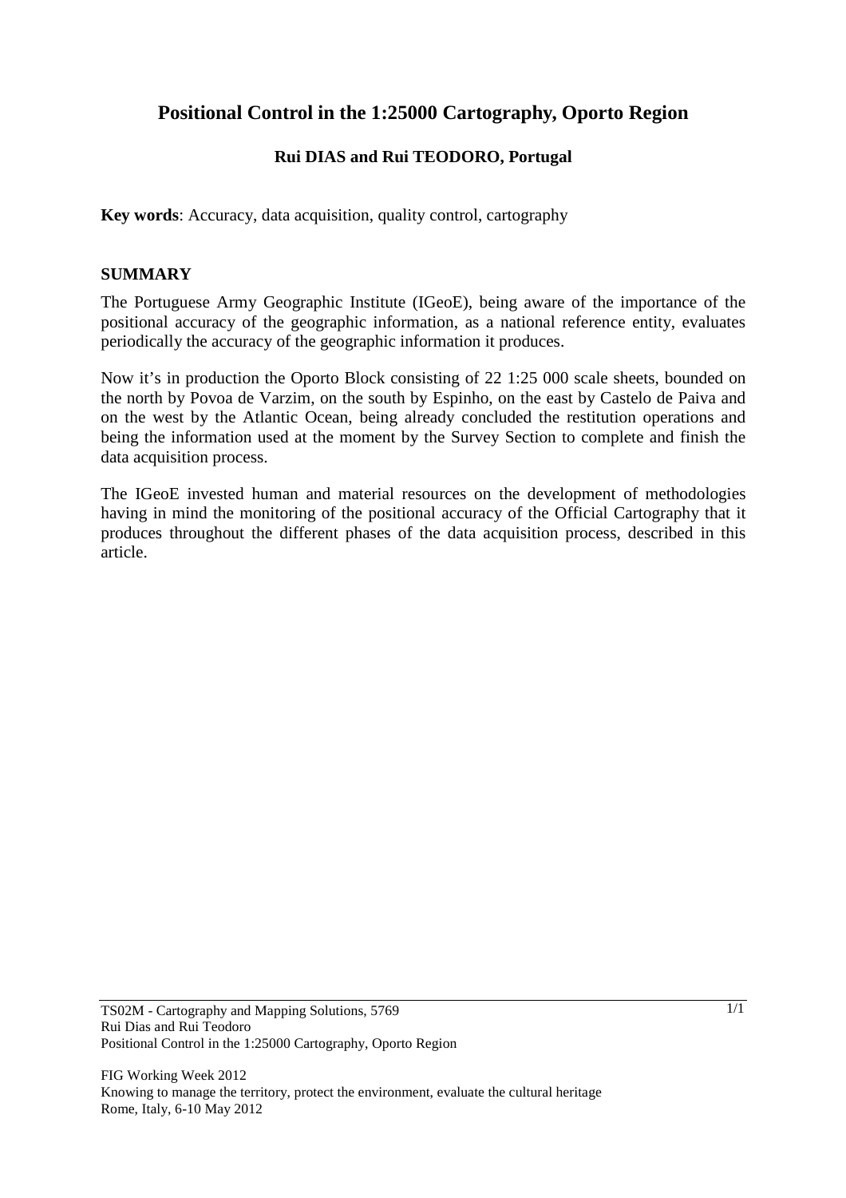# Positional Control in the 1:25000 Cartography, Oporto Region

**Rui DIAS and Rui TEODORO, Portugal**

**Key words**: Accuracy, data acquisition, quality control, cartography

## SUMMARY

The Portuguese Army Geographic Institute (IGeoE), being aware of the importance of the positional accuracy of the geographic information, as a national reference entity, evaluates periodically the accuracy of the geographic information it produces.

Now it's in production the Oporto Block consisting of 22 1:25 000 scale sheets, bounded on the north by Povoa de Varzim, on the south by Espinho, on the east by Castelo de Paiva and on the west by the Atlantic Ocean, being already concluded the restitution operations and being the information used at the moment by the Survey Section to complete and finish the data acquisition process.

The IGeoE invested human and material resources on the development of methodologies having in mind the monitoring of the positional accuracy of the Official Cartography that it produces throughout the different phases of the data acquisition process, described in this article.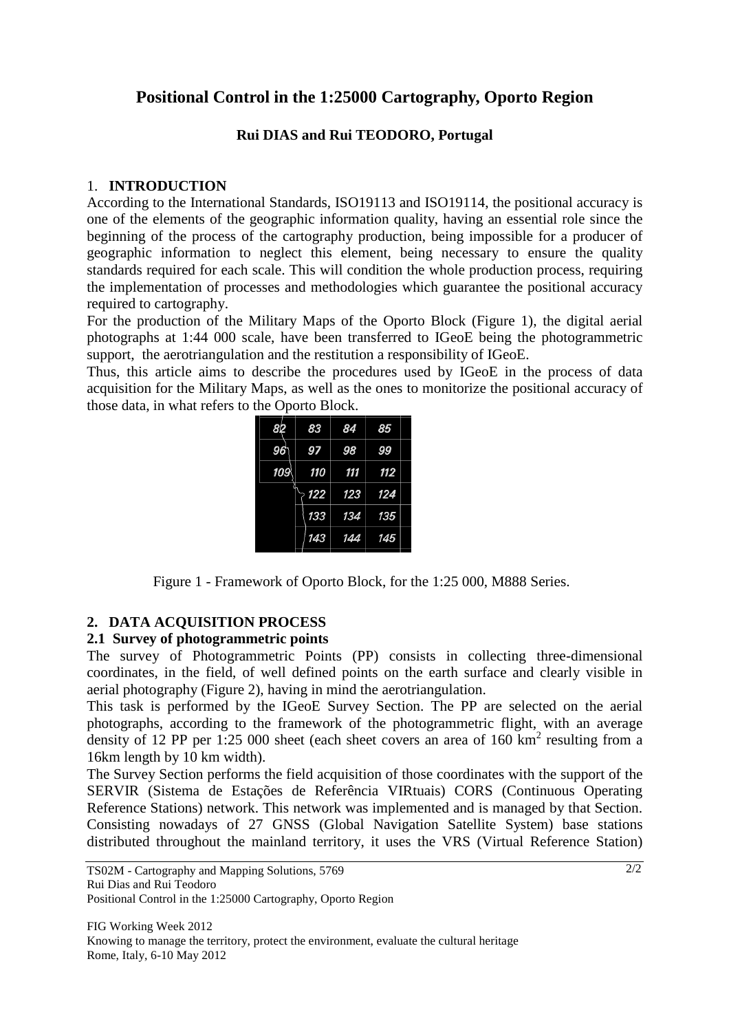# Positional Control in the 1:25000 Cartography, Oporto Region

**Rui DIAS and Rui TEODORO, Portugal**

## 1. INTRODUCTION

According to the International Standards, ISO19113 and ISO19114, the positional accuracy is one of the elements of the geographic information quality, having an essential role since the beginning of the process of the cartography production, being impossible for a producer of geographic information to neglect this element, being necessary to ensure the quality standards required for each scale. This will condition the whole production process, requiring the implementation of processes and methodologies which guarantee the positional accuracy required to cartography.

For the production of the Military Maps of the Oporto Block (Figure 1), the digital aerial photographs at 1:44 000 scale, have been transferred to IGeoE being the photogrammetric support, the aerotriangulation and the restitution a responsibility of IGeoE.

Thus, this article aims to describe the procedures used by IGeoE in the process of data acquisition for the Military Maps, as well as the ones to monitorize the positional accuracy of those data, in what refers to the Oporto Block.

| | | | |
|---|---|---|---|
| 82 | 83 | 84 | 85 |
| 96 | 97 | 98 | 99 |
| 109 | 110 | 111 | 112 |
| | 122 | 123 | 124 |
| | 133 | 134 | 135 |
| | 143 | 144 | 145 |

Figure 1 - Framework of Oporto Block, for the 1:25 000, M888 Series.

## 2. DATA ACQUISITION PROCESS

### 2.1 Survey of photogrammetric points

The survey of Photogrammetric Points (PP) consists in collecting three-dimensional coordinates, in the field, of well defined points on the earth surface and clearly visible in aerial photography (Figure 2), having in mind the aerotriangulation.

This task is performed by the IGeoE Survey Section. The PP are selected on the aerial photographs, according to the framework of the photogrammetric flight, with an average density of 12 PP per 1:25 000 sheet (each sheet covers an area of 160 km$^2$ resulting from a 16km length by 10 km width).

The Survey Section performs the field acquisition of those coordinates with the support of the SERVIR (Sistema de Estações de Referência VIRtuais) CORS (Continuous Operating Reference Stations) network. This network was implemented and is managed by that Section. Consisting nowadays of 27 GNSS (Global Navigation Satellite System) base stations distributed throughout the mainland territory, it uses the VRS (Virtual Reference Station)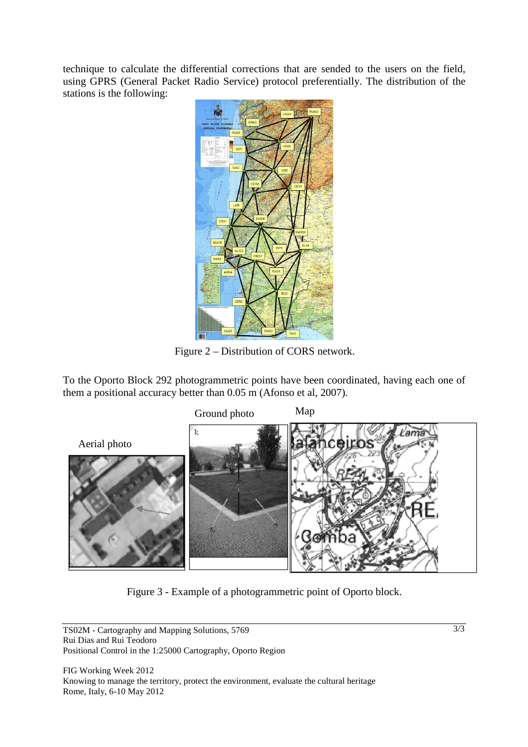technique to calculate the differential corrections that are sended to the users on the field, using GPRS (General Packet Radio Service) protocol preferentially. The distribution of the stations is the following:

Figure 2 – Distribution of CORS network.

To the Oporto Block 292 photogrammetric points have been coordinated, having each one of them a positional accuracy better than 0.05 m (Afonso et al, 2007).

Figure 3 - Example of a photogrammetric point of Oporto block.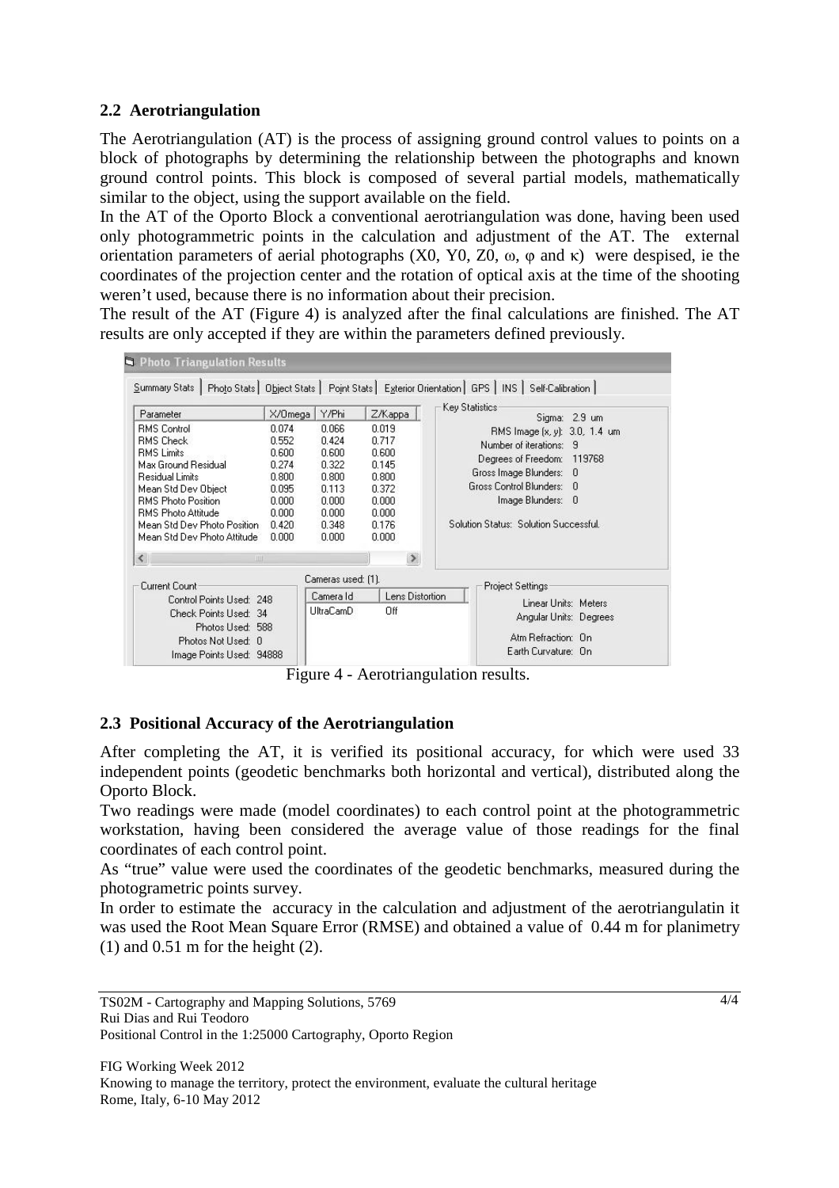## 2.2 Aerotriangulation

The Aerotriangulation (AT) is the process of assigning ground control values to points on a block of photographs by determining the relationship between the photographs and known ground control points. This block is composed of several partial models, mathematically similar to the object, using the support available on the field.

In the AT of the Oporto Block a conventional aerotriangulation was done, having been used only photogrammetric points in the calculation and adjustment of the AT. The external orientation parameters of aerial photographs (X0, Y0, Z0, ω, φ and κ) were despised, ie the coordinates of the projection center and the rotation of optical axis at the time of the shooting weren't used, because there is no information about their precision.

The result of the AT (Figure 4) is analyzed after the final calculations are finished. The AT results are only accepted if they are within the parameters defined previously.

**Photo Triangulation Results**

Summary Stats | Photo Stats | Object Stats | Point Stats | Exterior Orientation | GPS | INS | Self-Calibration

| Parameter | X/Omega | Y/Phi | Z/Kappa |
|---|---|---|---|
| RMS Control | 0.074 | 0.066 | 0.019 |
| RMS Check | 0.552 | 0.424 | 0.717 |
| RMS Limits | 0.600 | 0.600 | 0.600 |
| Max Ground Residual | 0.274 | 0.322 | 0.145 |
| Residual Limits | 0.800 | 0.800 | 0.800 |
| Mean Std Dev Object | 0.095 | 0.113 | 0.372 |
| RMS Photo Position | 0.000 | 0.000 | 0.000 |
| RMS Photo Attitude | 0.000 | 0.000 | 0.000 |
| Mean Std Dev Photo Position | 0.420 | 0.348 | 0.176 |
| Mean Std Dev Photo Attitude | 0.000 | 0.000 | 0.000 |

Key Statistics
- Sigma: 2.9 um
- RMS Image (x, y): 3.0, 1.4 um
- Number of iterations: 9
- Degrees of Freedom: 119768
- Gross Image Blunders: 0
- Gross Control Blunders: 0
- Image Blunders: 0

Solution Status: Solution Successful.

Current Count
- Control Points Used: 248
- Check Points Used: 34
- Photos Used: 588
- Photos Not Used: 0
- Image Points Used: 94888

Cameras used: (1).

| Camera Id | Lens Distortion |
|---|---|
| UltraCamD | Off |

Project Settings
- Linear Units: Meters
- Angular Units: Degrees
- Atm Refraction: On
- Earth Curvature: On

Figure 4 - Aerotriangulation results.

## 2.3 Positional Accuracy of the Aerotriangulation

After completing the AT, it is verified its positional accuracy, for which were used 33 independent points (geodetic benchmarks both horizontal and vertical), distributed along the Oporto Block.

Two readings were made (model coordinates) to each control point at the photogrammetric workstation, having been considered the average value of those readings for the final coordinates of each control point.

As "true" value were used the coordinates of the geodetic benchmarks, measured during the photogrametric points survey.

In order to estimate the accuracy in the calculation and adjustment of the aerotriangulatin it was used the Root Mean Square Error (RMSE) and obtained a value of 0.44 m for planimetry (1) and 0.51 m for the height (2).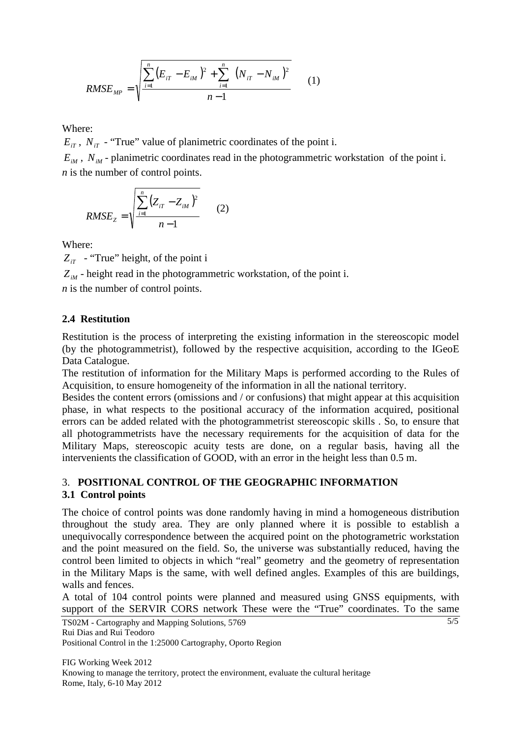$$RMSE_{MP} = \sqrt{\frac{\sum_{i=1}^{n}\left(E_{iT} - E_{iM}\right)^2 + \sum_{i=1}^{n}\left(N_{iT} - N_{iM}\right)^2}{n-1}} \qquad (1)$$

Where:

$E_{iT}$ , $N_{iT}$ - "True" value of planimetric coordinates of the point i.

$E_{iM}$ , $N_{iM}$ - planimetric coordinates read in the photogrammetric workstation of the point i.

*n* is the number of control points.

$$RMSE_{Z} = \sqrt{\frac{\sum_{i=1}^{n}\left(Z_{iT} - Z_{iM}\right)^2}{n-1}} \qquad (2)$$

Where:

$Z_{iT}$ - "True" height, of the point i

$Z_{iM}$ - height read in the photogrammetric workstation, of the point i.

*n* is the number of control points.

### 2.4 Restitution

Restitution is the process of interpreting the existing information in the stereoscopic model (by the photogrammetrist), followed by the respective acquisition, according to the IGeoE Data Catalogue.

The restitution of information for the Military Maps is performed according to the Rules of Acquisition, to ensure homogeneity of the information in all the national territory.

Besides the content errors (omissions and / or confusions) that might appear at this acquisition phase, in what respects to the positional accuracy of the information acquired, positional errors can be added related with the photogrammetrist stereoscopic skills . So, to ensure that all photogrammetrists have the necessary requirements for the acquisition of data for the Military Maps, stereoscopic acuity tests are done, on a regular basis, having all the intervenients the classification of GOOD, with an error in the height less than 0.5 m.

## 3. POSITIONAL CONTROL OF THE GEOGRAPHIC INFORMATION

### 3.1 Control points

The choice of control points was done randomly having in mind a homogeneous distribution throughout the study area. They are only planned where it is possible to establish a unequivocally correspondence between the acquired point on the photogrametric workstation and the point measured on the field. So, the universe was substantially reduced, having the control been limited to objects in which "real" geometry and the geometry of representation in the Military Maps is the same, with well defined angles. Examples of this are buildings, walls and fences.

A total of 104 control points were planned and measured using GNSS equipments, with support of the SERVIR CORS network These were the "True" coordinates. To the same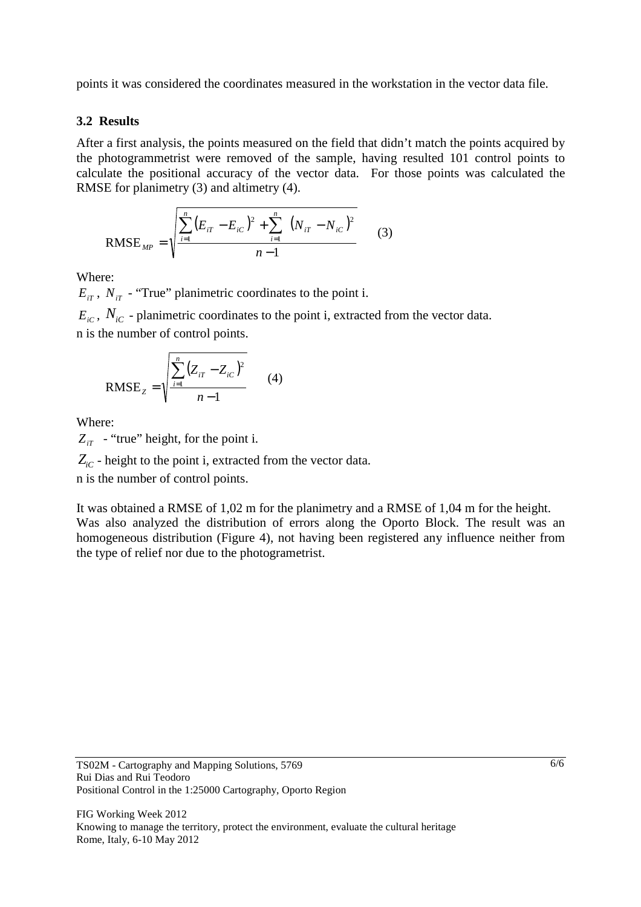points it was considered the coordinates measured in the workstation in the vector data file.

### 3.2 Results

After a first analysis, the points measured on the field that didn't match the points acquired by the photogrammetrist were removed of the sample, having resulted 101 control points to calculate the positional accuracy of the vector data. For those points was calculated the RMSE for planimetry (3) and altimetry (4).

$$\mathrm{RMSE}_{MP} = \sqrt{\frac{\sum_{i=1}^{n}\left(E_{iT} - E_{iC}\right)^2 + \sum_{i=1}^{n}\left(N_{iT} - N_{iC}\right)^2}{n-1}} \qquad (3)$$

Where:

$E_{iT}$, $N_{iT}$ - "True" planimetric coordinates to the point i.

$E_{iC}$, $N_{iC}$ - planimetric coordinates to the point i, extracted from the vector data.

n is the number of control points.

$$\mathrm{RMSE}_{Z} = \sqrt{\frac{\sum_{i=1}^{n}\left(Z_{iT} - Z_{iC}\right)^2}{n-1}} \qquad (4)$$

Where:

$Z_{iT}$ - "true" height, for the point i.

$Z_{iC}$ - height to the point i, extracted from the vector data.

n is the number of control points.

It was obtained a RMSE of 1,02 m for the planimetry and a RMSE of 1,04 m for the height. Was also analyzed the distribution of errors along the Oporto Block. The result was an homogeneous distribution (Figure 4), not having been registered any influence neither from the type of relief nor due to the photogrametrist.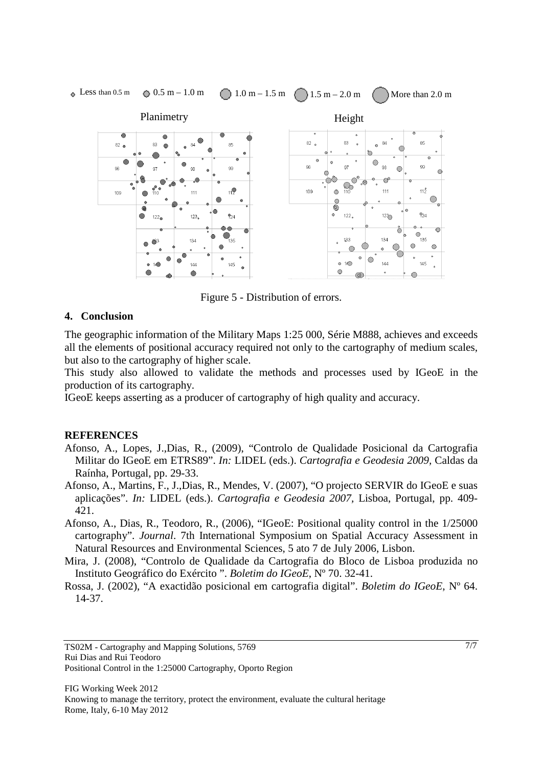Figure 5 - Distribution of errors.

## 4. Conclusion

The geographic information of the Military Maps 1:25 000, Série M888, achieves and exceeds all the elements of positional accuracy required not only to the cartography of medium scales, but also to the cartography of higher scale.

This study also allowed to validate the methods and processes used by IGeoE in the production of its cartography.

IGeoE keeps asserting as a producer of cartography of high quality and accuracy.

## REFERENCES

Afonso, A., Lopes, J.,Dias, R., (2009), "Controlo de Qualidade Posicional da Cartografia Militar do IGeoE em ETRS89". *In:* LIDEL (eds.). *Cartografia e Geodesia 2009*, Caldas da Raínha, Portugal, pp. 29-33.

Afonso, A., Martins, F., J.,Dias, R., Mendes, V. (2007), "O projecto SERVIR do IGeoE e suas aplicações". *In:* LIDEL (eds.). *Cartografia e Geodesia 2007*, Lisboa, Portugal, pp. 409-421.

Afonso, A., Dias, R., Teodoro, R., (2006), "IGeoE: Positional quality control in the 1/25000 cartography". *Journal*. 7th International Symposium on Spatial Accuracy Assessment in Natural Resources and Environmental Sciences, 5 ato 7 de July 2006, Lisbon.

Mira, J. (2008), "Controlo de Qualidade da Cartografia do Bloco de Lisboa produzida no Instituto Geográfico do Exército ". *Boletim do IGeoE*, Nº 70. 32-41.

Rossa, J. (2002), "A exactidão posicional em cartografia digital". *Boletim do IGeoE*, Nº 64. 14-37.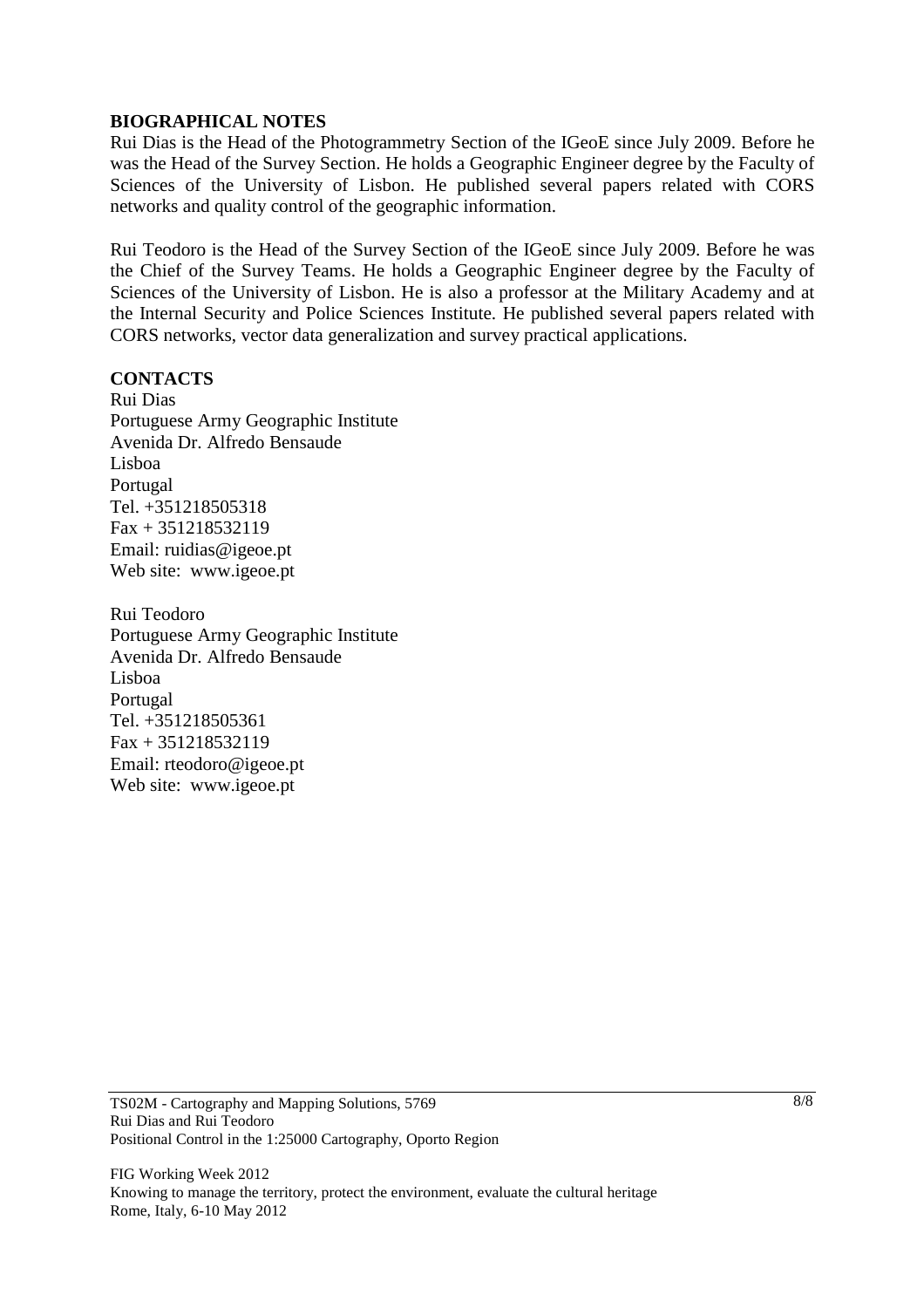## BIOGRAPHICAL NOTES

Rui Dias is the Head of the Photogrammetry Section of the IGeoE since July 2009. Before he was the Head of the Survey Section. He holds a Geographic Engineer degree by the Faculty of Sciences of the University of Lisbon. He published several papers related with CORS networks and quality control of the geographic information.

Rui Teodoro is the Head of the Survey Section of the IGeoE since July 2009. Before he was the Chief of the Survey Teams. He holds a Geographic Engineer degree by the Faculty of Sciences of the University of Lisbon. He is also a professor at the Military Academy and at the Internal Security and Police Sciences Institute. He published several papers related with CORS networks, vector data generalization and survey practical applications.

## CONTACTS

Rui Dias
Portuguese Army Geographic Institute
Avenida Dr. Alfredo Bensaude
Lisboa
Portugal
Tel. +351218505318
Fax + 351218532119
Email: ruidias@igeoe.pt
Web site: www.igeoe.pt

Rui Teodoro
Portuguese Army Geographic Institute
Avenida Dr. Alfredo Bensaude
Lisboa
Portugal
Tel. +351218505361
Fax + 351218532119
Email: rteodoro@igeoe.pt
Web site: www.igeoe.pt